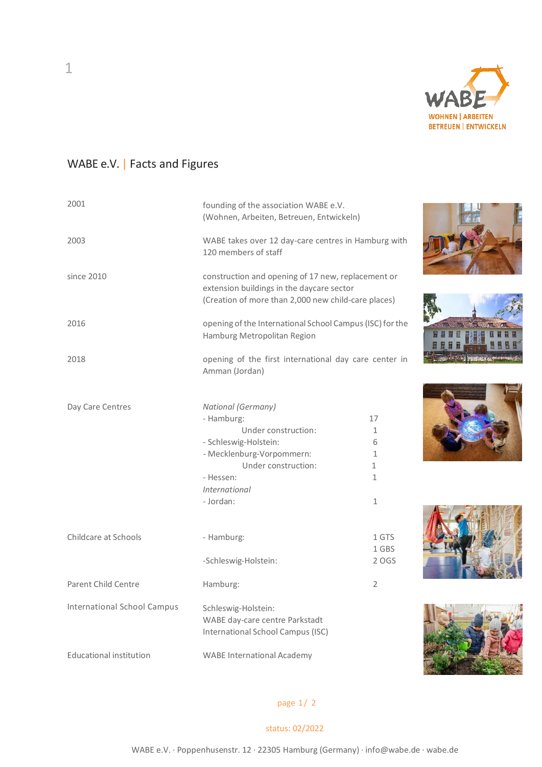# WABE e.V. | Facts and Figures

| | | |
|---|---|---|
| 2001 | founding of the association WABE e.V. (Wohnen, Arbeiten, Betreuen, Entwickeln) | |
| 2003 | WABE takes over 12 day-care centres in Hamburg with 120 members of staff | |
| since 2010 | construction and opening of 17 new, replacement or extension buildings in the daycare sector (Creation of more than 2,000 new child-care places) | |
| 2016 | opening of the International School Campus (ISC) for the Hamburg Metropolitan Region | |
| 2018 | opening of the first international day care center in Amman (Jordan) | |
| Day Care Centres | *National (Germany)* | |
| | - Hamburg: | 17 |
| | Under construction: | 1 |
| | - Schleswig-Holstein: | 6 |
| | - Mecklenburg-Vorpommern: | 1 |
| | Under construction: | 1 |
| | - Hessen: | 1 |
| | *International* | |
| | - Jordan: | 1 |
| Childcare at Schools | - Hamburg: | 1 GTS |
| | | 1 GBS |
| | -Schleswig-Holstein: | 2 OGS |
| Parent Child Centre | Hamburg: | 2 |
| International School Campus | Schleswig-Holstein: WABE day-care centre Parkstadt International School Campus (ISC) | |
| Educational institution | WABE International Academy | |

status: 02/2022

WABE e.V. · Poppenhusenstr. 12 · 22305 Hamburg (Germany) · info@wabe.de · wabe.de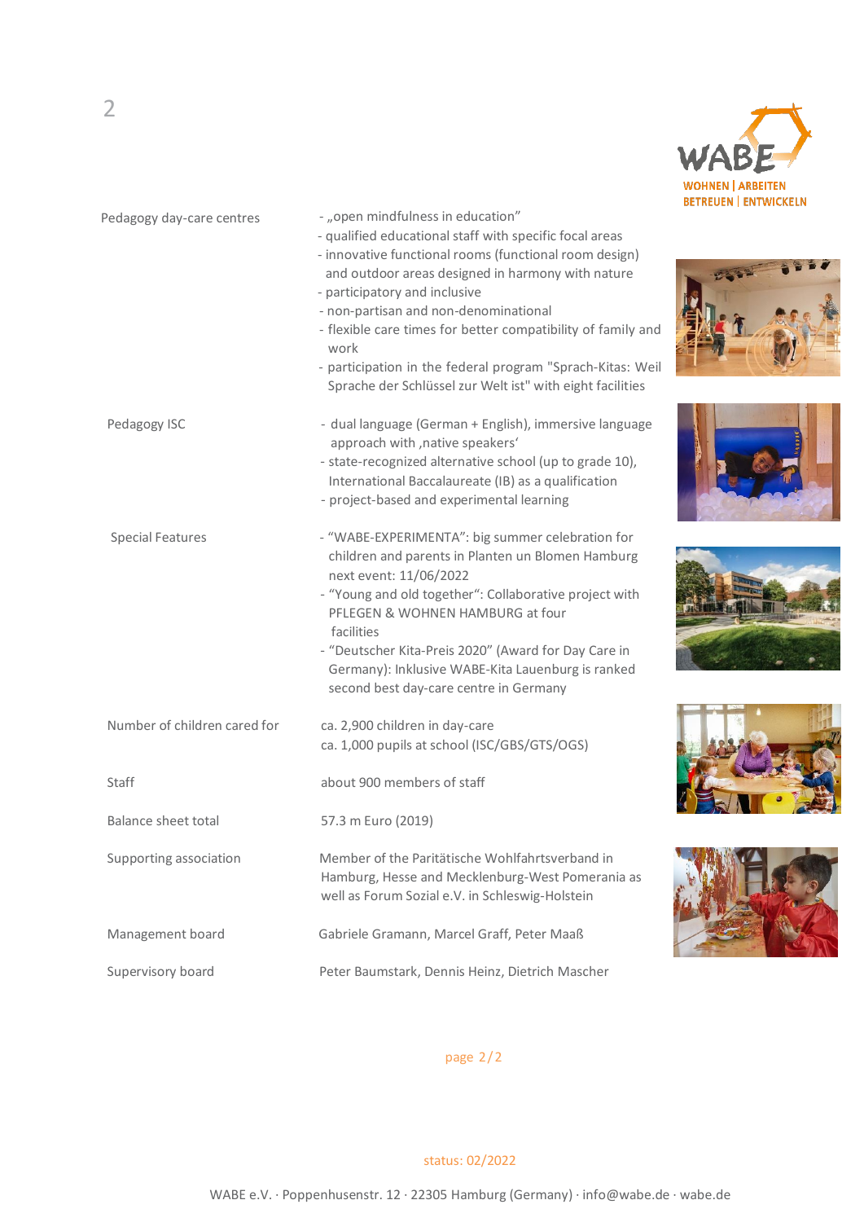| | |
|---|---|
| Pedagogy day-care centres | - „open mindfulness in education"<br>- qualified educational staff with specific focal areas<br>- innovative functional rooms (functional room design) and outdoor areas designed in harmony with nature<br>- participatory and inclusive<br>- non-partisan and non-denominational<br>- flexible care times for better compatibility of family and work<br>- participation in the federal program "Sprach-Kitas: Weil Sprache der Schlüssel zur Welt ist" with eight facilities |
| Pedagogy ISC | - dual language (German + English), immersive language approach with ‚native speakers'<br>- state-recognized alternative school (up to grade 10), International Baccalaureate (IB) as a qualification<br>- project-based and experimental learning |
| Special Features | - "WABE-EXPERIMENTA": big summer celebration for children and parents in Planten un Blomen Hamburg next event: 11/06/2022<br>- "Young and old together": Collaborative project with PFLEGEN & WOHNEN HAMBURG at four facilities<br>- "Deutscher Kita-Preis 2020" (Award for Day Care in Germany): Inklusive WABE-Kita Lauenburg is ranked second best day-care centre in Germany |
| Number of children cared for | ca. 2,900 children in day-care<br>ca. 1,000 pupils at school (ISC/GBS/GTS/OGS) |
| Staff | about 900 members of staff |
| Balance sheet total | 57.3 m Euro (2019) |
| Supporting association | Member of the Paritätische Wohlfahrtsverband in Hamburg, Hesse and Mecklenburg-West Pomerania as well as Forum Sozial e.V. in Schleswig-Holstein |
| Management board | Gabriele Gramann, Marcel Graff, Peter Maaß |
| Supervisory board | Peter Baumstark, Dennis Heinz, Dietrich Mascher |

status: 02/2022

WABE e.V. · Poppenhusenstr. 12 · 22305 Hamburg (Germany) · info@wabe.de · wabe.de